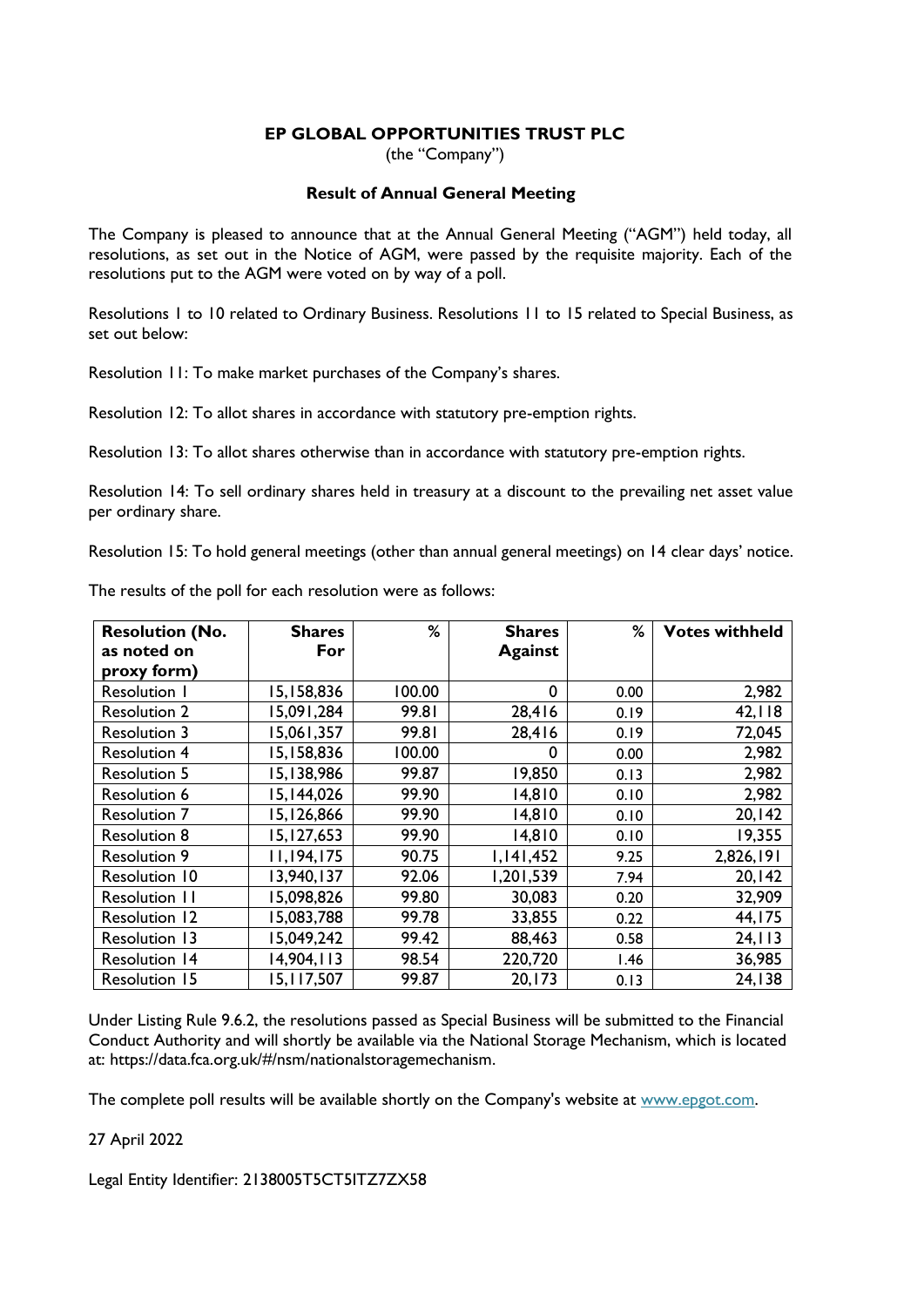# EP GLOBAL OPPORTUNITIES TRUST PLC

(the "Company")

## Result of Annual General Meeting

The Company is pleased to announce that at the Annual General Meeting ("AGM") held today, all resolutions, as set out in the Notice of AGM, were passed by the requisite majority. Each of the resolutions put to the AGM were voted on by way of a poll.

Resolutions 1 to 10 related to Ordinary Business. Resolutions 11 to 15 related to Special Business, as set out below:

Resolution 11: To make market purchases of the Company's shares.

Resolution 12: To allot shares in accordance with statutory pre-emption rights.

Resolution 13: To allot shares otherwise than in accordance with statutory pre-emption rights.

Resolution 14: To sell ordinary shares held in treasury at a discount to the prevailing net asset value per ordinary share.

Resolution 15: To hold general meetings (other than annual general meetings) on 14 clear days' notice.

The results of the poll for each resolution were as follows:

| Resolution (No. as noted on proxy form) | Shares For | % | Shares Against | % | Votes withheld |
|---|---|---|---|---|---|
| Resolution 1 | 15,158,836 | 100.00 | 0 | 0.00 | 2,982 |
| Resolution 2 | 15,091,284 | 99.81 | 28,416 | 0.19 | 42,118 |
| Resolution 3 | 15,061,357 | 99.81 | 28,416 | 0.19 | 72,045 |
| Resolution 4 | 15,158,836 | 100.00 | 0 | 0.00 | 2,982 |
| Resolution 5 | 15,138,986 | 99.87 | 19,850 | 0.13 | 2,982 |
| Resolution 6 | 15,144,026 | 99.90 | 14,810 | 0.10 | 2,982 |
| Resolution 7 | 15,126,866 | 99.90 | 14,810 | 0.10 | 20,142 |
| Resolution 8 | 15,127,653 | 99.90 | 14,810 | 0.10 | 19,355 |
| Resolution 9 | 11,194,175 | 90.75 | 1,141,452 | 9.25 | 2,826,191 |
| Resolution 10 | 13,940,137 | 92.06 | 1,201,539 | 7.94 | 20,142 |
| Resolution 11 | 15,098,826 | 99.80 | 30,083 | 0.20 | 32,909 |
| Resolution 12 | 15,083,788 | 99.78 | 33,855 | 0.22 | 44,175 |
| Resolution 13 | 15,049,242 | 99.42 | 88,463 | 0.58 | 24,113 |
| Resolution 14 | 14,904,113 | 98.54 | 220,720 | 1.46 | 36,985 |
| Resolution 15 | 15,117,507 | 99.87 | 20,173 | 0.13 | 24,138 |

Under Listing Rule 9.6.2, the resolutions passed as Special Business will be submitted to the Financial Conduct Authority and will shortly be available via the National Storage Mechanism, which is located at: https://data.fca.org.uk/#/nsm/nationalstoragemechanism.

The complete poll results will be available shortly on the Company's website at www.epgot.com.

27 April 2022

Legal Entity Identifier: 2138005T5CT5ITZ7ZX58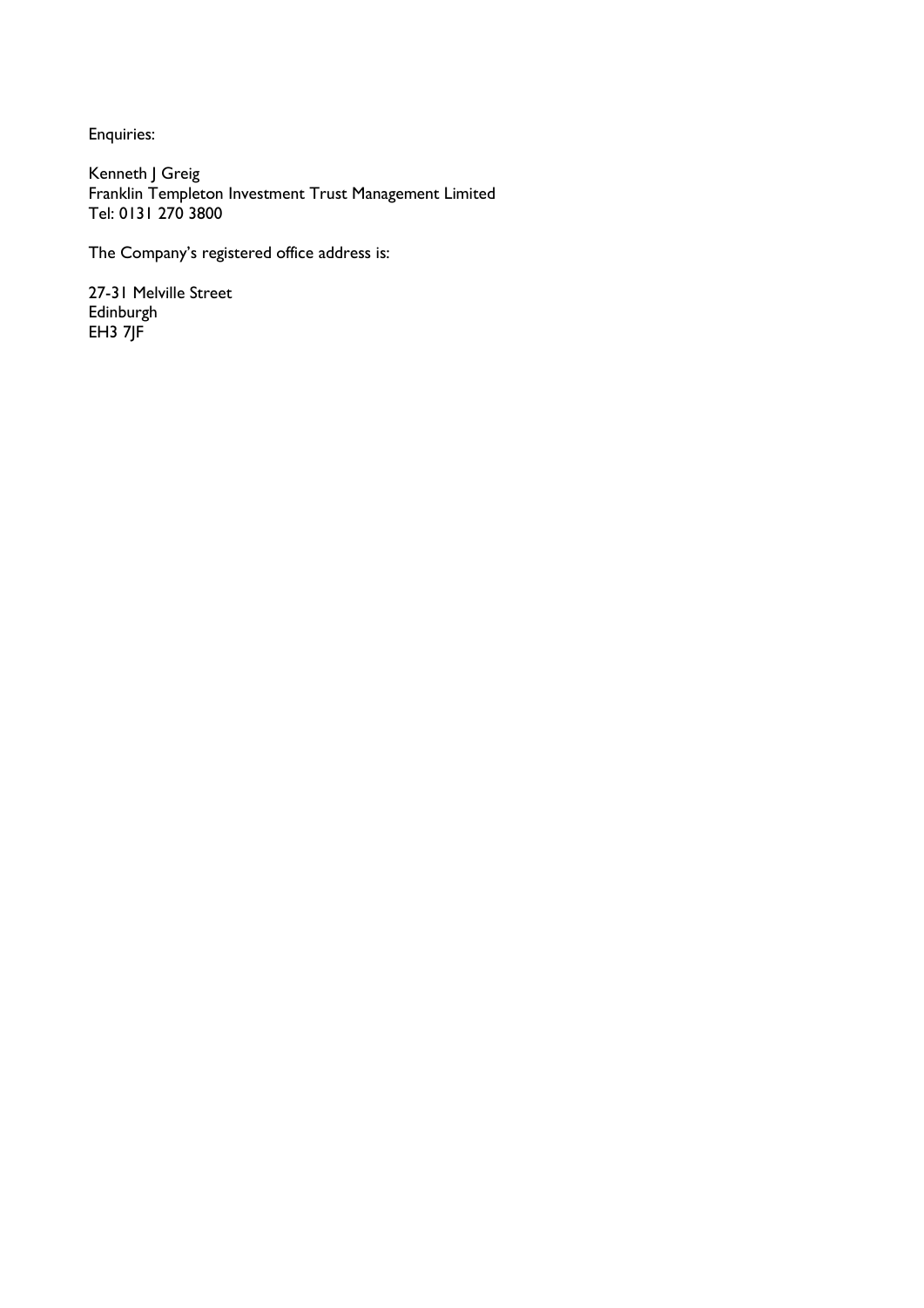Enquiries:

Kenneth J Greig
Franklin Templeton Investment Trust Management Limited
Tel: 0131 270 3800

The Company's registered office address is:

27-31 Melville Street
Edinburgh
EH3 7JF